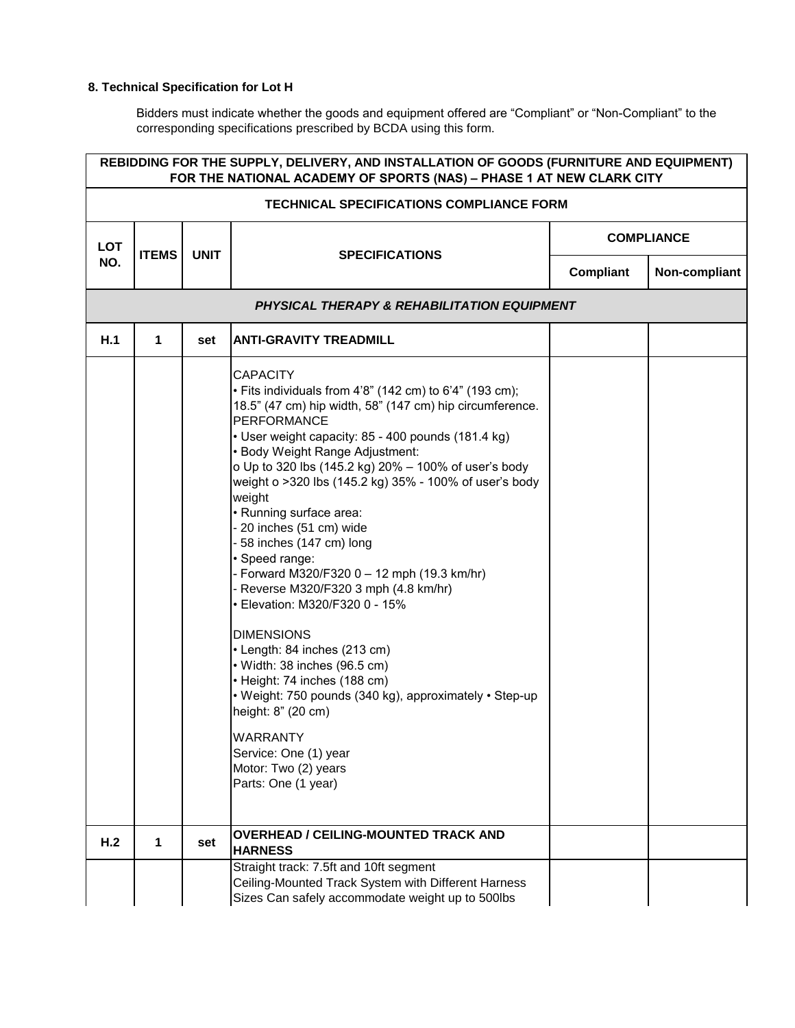### 8. Technical Specification for Lot H

Bidders must indicate whether the goods and equipment offered are "Compliant" or "Non-Compliant" to the corresponding specifications prescribed by BCDA using this form.

| REBIDDING FOR THE SUPPLY, DELIVERY, AND INSTALLATION OF GOODS (FURNITURE AND EQUIPMENT) FOR THE NATIONAL ACADEMY OF SPORTS (NAS) – PHASE 1 AT NEW CLARK CITY | | | | | |
|---|---|---|---|---|---|
| **TECHNICAL SPECIFICATIONS COMPLIANCE FORM** | | | | | |
| **LOT NO.** | **ITEMS** | **UNIT** | **SPECIFICATIONS** | **COMPLIANCE** | |
| | | | | **Compliant** | **Non-compliant** |
| ***PHYSICAL THERAPY & REHABILITATION EQUIPMENT*** | | | | | |
| **H.1** | **1** | **set** | **ANTI-GRAVITY TREADMILL** | | |
| | | | CAPACITY<br>• Fits individuals from 4'8" (142 cm) to 6'4" (193 cm); 18.5" (47 cm) hip width, 58" (147 cm) hip circumference.<br>PERFORMANCE<br>• User weight capacity: 85 - 400 pounds (181.4 kg)<br>• Body Weight Range Adjustment:<br>o Up to 320 lbs (145.2 kg) 20% – 100% of user's body weight o >320 lbs (145.2 kg) 35% - 100% of user's body weight<br>• Running surface area:<br>- 20 inches (51 cm) wide<br>- 58 inches (147 cm) long<br>• Speed range:<br>- Forward M320/F320 0 – 12 mph (19.3 km/hr)<br>- Reverse M320/F320 3 mph (4.8 km/hr)<br>• Elevation: M320/F320 0 - 15%<br><br>DIMENSIONS<br>• Length: 84 inches (213 cm)<br>• Width: 38 inches (96.5 cm)<br>• Height: 74 inches (188 cm)<br>• Weight: 750 pounds (340 kg), approximately • Step-up height: 8" (20 cm)<br><br>WARRANTY<br>Service: One (1) year<br>Motor: Two (2) years<br>Parts: One (1 year) | | |
| **H.2** | **1** | **set** | **OVERHEAD / CEILING-MOUNTED TRACK AND HARNESS** | | |
| | | | Straight track: 7.5ft and 10ft segment<br>Ceiling-Mounted Track System with Different Harness Sizes Can safely accommodate weight up to 500lbs | | |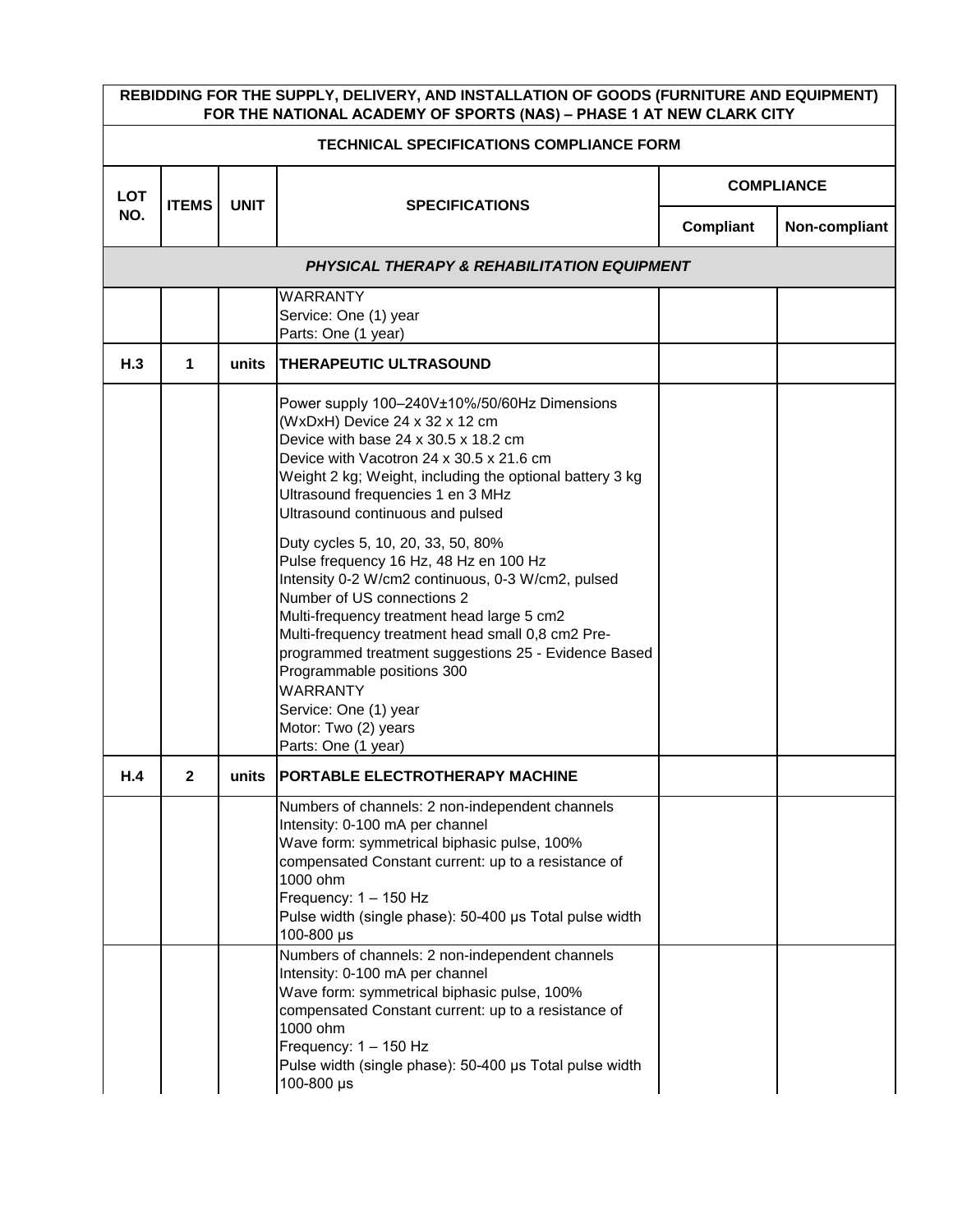| REBIDDING FOR THE SUPPLY, DELIVERY, AND INSTALLATION OF GOODS (FURNITURE AND EQUIPMENT) FOR THE NATIONAL ACADEMY OF SPORTS (NAS) – PHASE 1 AT NEW CLARK CITY | | | | | |
|---|---|---|---|---|---|
| **TECHNICAL SPECIFICATIONS COMPLIANCE FORM** | | | | | |
| **LOT NO.** | **ITEMS** | **UNIT** | **SPECIFICATIONS** | **COMPLIANCE** | |
| | | | | **Compliant** | **Non-compliant** |
| ***PHYSICAL THERAPY & REHABILITATION EQUIPMENT*** | | | | | |
| | | | WARRANTY<br>Service: One (1) year<br>Parts: One (1 year) | | |
| **H.3** | **1** | **units** | **THERAPEUTIC ULTRASOUND** | | |
| | | | Power supply 100–240V±10%/50/60Hz Dimensions (WxDxH) Device 24 x 32 x 12 cm<br>Device with base 24 x 30.5 x 18.2 cm<br>Device with Vacotron 24 x 30.5 x 21.6 cm<br>Weight 2 kg; Weight, including the optional battery 3 kg<br>Ultrasound frequencies 1 en 3 MHz<br>Ultrasound continuous and pulsed<br><br>Duty cycles 5, 10, 20, 33, 50, 80%<br>Pulse frequency 16 Hz, 48 Hz en 100 Hz<br>Intensity 0-2 W/cm2 continuous, 0-3 W/cm2, pulsed<br>Number of US connections 2<br>Multi-frequency treatment head large 5 cm2<br>Multi-frequency treatment head small 0,8 cm2 Pre-programmed treatment suggestions 25 - Evidence Based<br>Programmable positions 300<br>WARRANTY<br>Service: One (1) year<br>Motor: Two (2) years<br>Parts: One (1 year) | | |
| **H.4** | **2** | **units** | **PORTABLE ELECTROTHERAPY MACHINE** | | |
| | | | Numbers of channels: 2 non-independent channels<br>Intensity: 0-100 mA per channel<br>Wave form: symmetrical biphasic pulse, 100% compensated Constant current: up to a resistance of 1000 ohm<br>Frequency: 1 – 150 Hz<br>Pulse width (single phase): 50-400 μs Total pulse width 100-800 μs | | |
| | | | Numbers of channels: 2 non-independent channels<br>Intensity: 0-100 mA per channel<br>Wave form: symmetrical biphasic pulse, 100% compensated Constant current: up to a resistance of 1000 ohm<br>Frequency: 1 – 150 Hz<br>Pulse width (single phase): 50-400 μs Total pulse width 100-800 μs | | |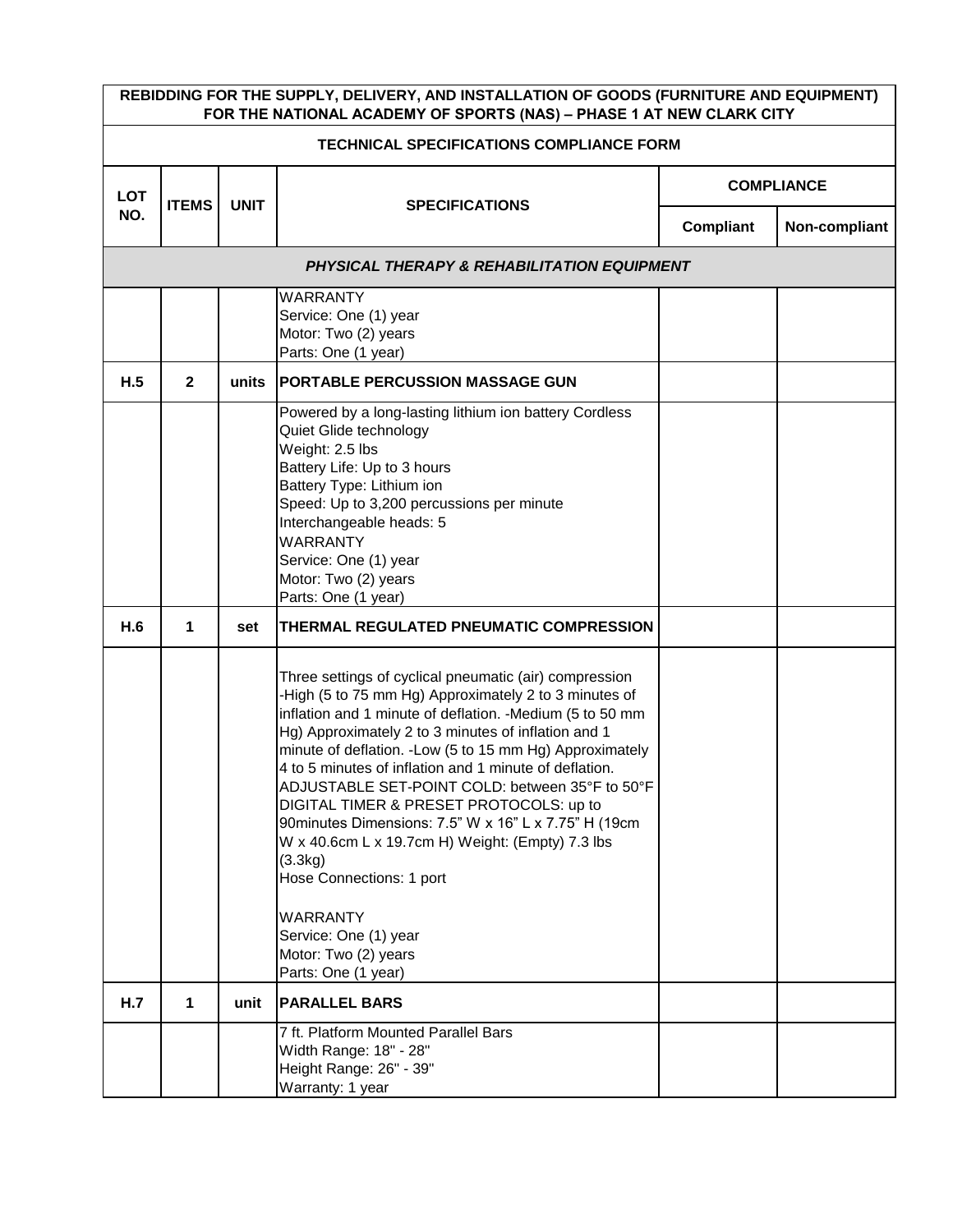| REBIDDING FOR THE SUPPLY, DELIVERY, AND INSTALLATION OF GOODS (FURNITURE AND EQUIPMENT) FOR THE NATIONAL ACADEMY OF SPORTS (NAS) – PHASE 1 AT NEW CLARK CITY | | | | | |
|---|---|---|---|---|---|
| **TECHNICAL SPECIFICATIONS COMPLIANCE FORM** | | | | | |
| **LOT NO.** | **ITEMS** | **UNIT** | **SPECIFICATIONS** | **COMPLIANCE** | |
| | | | | **Compliant** | **Non-compliant** |
| ***PHYSICAL THERAPY & REHABILITATION EQUIPMENT*** | | | | | |
| | | | WARRANTY<br>Service: One (1) year<br>Motor: Two (2) years<br>Parts: One (1 year) | | |
| **H.5** | **2** | **units** | **PORTABLE PERCUSSION MASSAGE GUN** | | |
| | | | Powered by a long-lasting lithium ion battery Cordless<br>Quiet Glide technology<br>Weight: 2.5 lbs<br>Battery Life: Up to 3 hours<br>Battery Type: Lithium ion<br>Speed: Up to 3,200 percussions per minute<br>Interchangeable heads: 5<br>WARRANTY<br>Service: One (1) year<br>Motor: Two (2) years<br>Parts: One (1 year) | | |
| **H.6** | **1** | **set** | **THERMAL REGULATED PNEUMATIC COMPRESSION** | | |
| | | | Three settings of cyclical pneumatic (air) compression -High (5 to 75 mm Hg) Approximately 2 to 3 minutes of inflation and 1 minute of deflation. -Medium (5 to 50 mm Hg) Approximately 2 to 3 minutes of inflation and 1 minute of deflation. -Low (5 to 15 mm Hg) Approximately 4 to 5 minutes of inflation and 1 minute of deflation. ADJUSTABLE SET-POINT COLD: between 35°F to 50°F DIGITAL TIMER & PRESET PROTOCOLS: up to 90minutes Dimensions: 7.5" W x 16" L x 7.75" H (19cm W x 40.6cm L x 19.7cm H) Weight: (Empty) 7.3 lbs (3.3kg)<br>Hose Connections: 1 port<br><br>WARRANTY<br>Service: One (1) year<br>Motor: Two (2) years<br>Parts: One (1 year) | | |
| **H.7** | **1** | **unit** | **PARALLEL BARS** | | |
| | | | 7 ft. Platform Mounted Parallel Bars<br>Width Range: 18" - 28"<br>Height Range: 26" - 39"<br>Warranty: 1 year | | |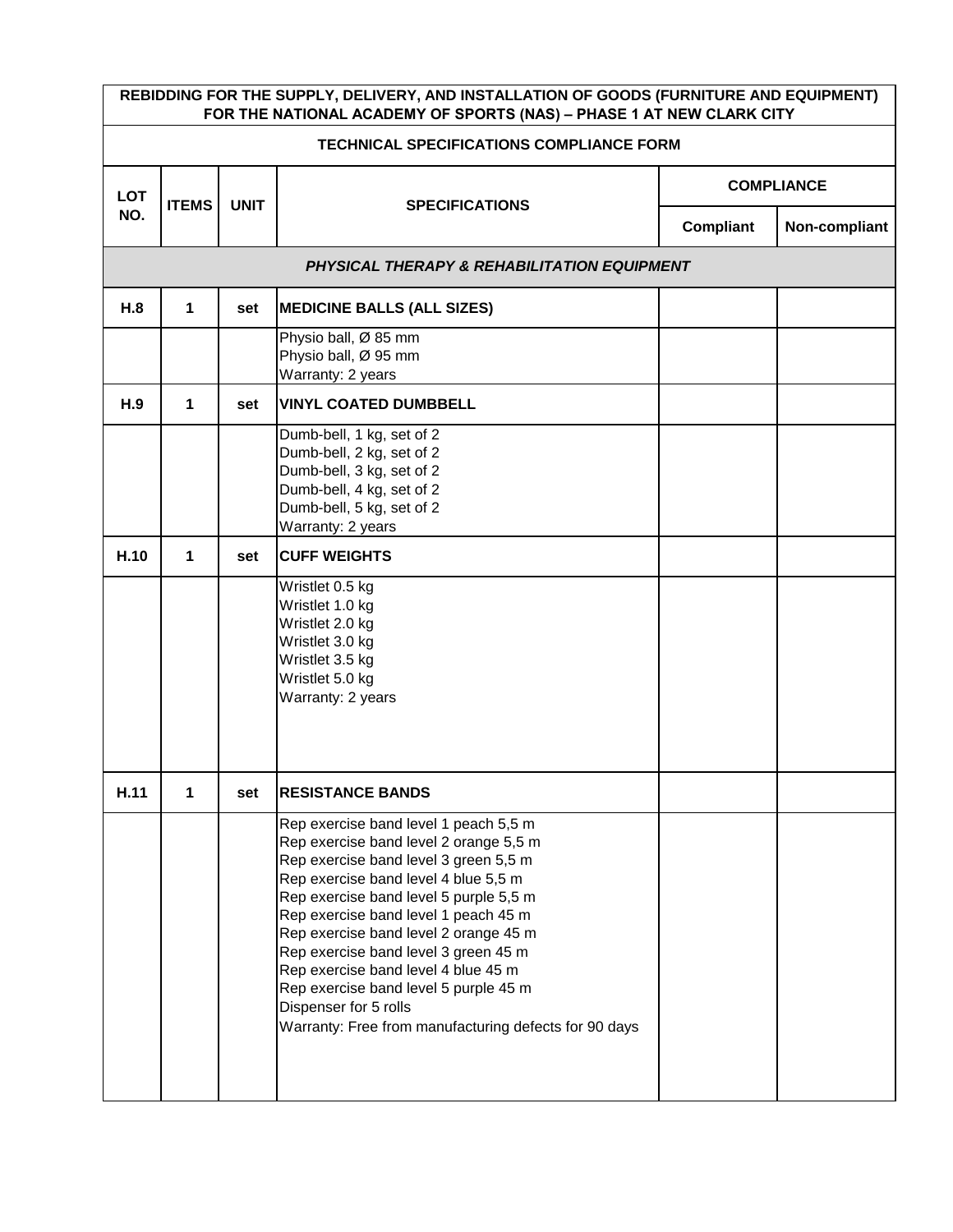| REBIDDING FOR THE SUPPLY, DELIVERY, AND INSTALLATION OF GOODS (FURNITURE AND EQUIPMENT) FOR THE NATIONAL ACADEMY OF SPORTS (NAS) – PHASE 1 AT NEW CLARK CITY | | | | | |
|---|---|---|---|---|---|
| **TECHNICAL SPECIFICATIONS COMPLIANCE FORM** | | | | | |
| **LOT NO.** | **ITEMS** | **UNIT** | **SPECIFICATIONS** | **COMPLIANCE** | |
| | | | | **Compliant** | **Non-compliant** |
| ***PHYSICAL THERAPY & REHABILITATION EQUIPMENT*** | | | | | |
| **H.8** | **1** | **set** | **MEDICINE BALLS (ALL SIZES)** | | |
| | | | Physio ball, Ø 85 mm<br>Physio ball, Ø 95 mm<br>Warranty: 2 years | | |
| **H.9** | **1** | **set** | **VINYL COATED DUMBBELL** | | |
| | | | Dumb-bell, 1 kg, set of 2<br>Dumb-bell, 2 kg, set of 2<br>Dumb-bell, 3 kg, set of 2<br>Dumb-bell, 4 kg, set of 2<br>Dumb-bell, 5 kg, set of 2<br>Warranty: 2 years | | |
| **H.10** | **1** | **set** | **CUFF WEIGHTS** | | |
| | | | Wristlet 0.5 kg<br>Wristlet 1.0 kg<br>Wristlet 2.0 kg<br>Wristlet 3.0 kg<br>Wristlet 3.5 kg<br>Wristlet 5.0 kg<br>Warranty: 2 years | | |
| **H.11** | **1** | **set** | **RESISTANCE BANDS** | | |
| | | | Rep exercise band level 1 peach 5,5 m<br>Rep exercise band level 2 orange 5,5 m<br>Rep exercise band level 3 green 5,5 m<br>Rep exercise band level 4 blue 5,5 m<br>Rep exercise band level 5 purple 5,5 m<br>Rep exercise band level 1 peach 45 m<br>Rep exercise band level 2 orange 45 m<br>Rep exercise band level 3 green 45 m<br>Rep exercise band level 4 blue 45 m<br>Rep exercise band level 5 purple 45 m<br>Dispenser for 5 rolls<br>Warranty: Free from manufacturing defects for 90 days | | |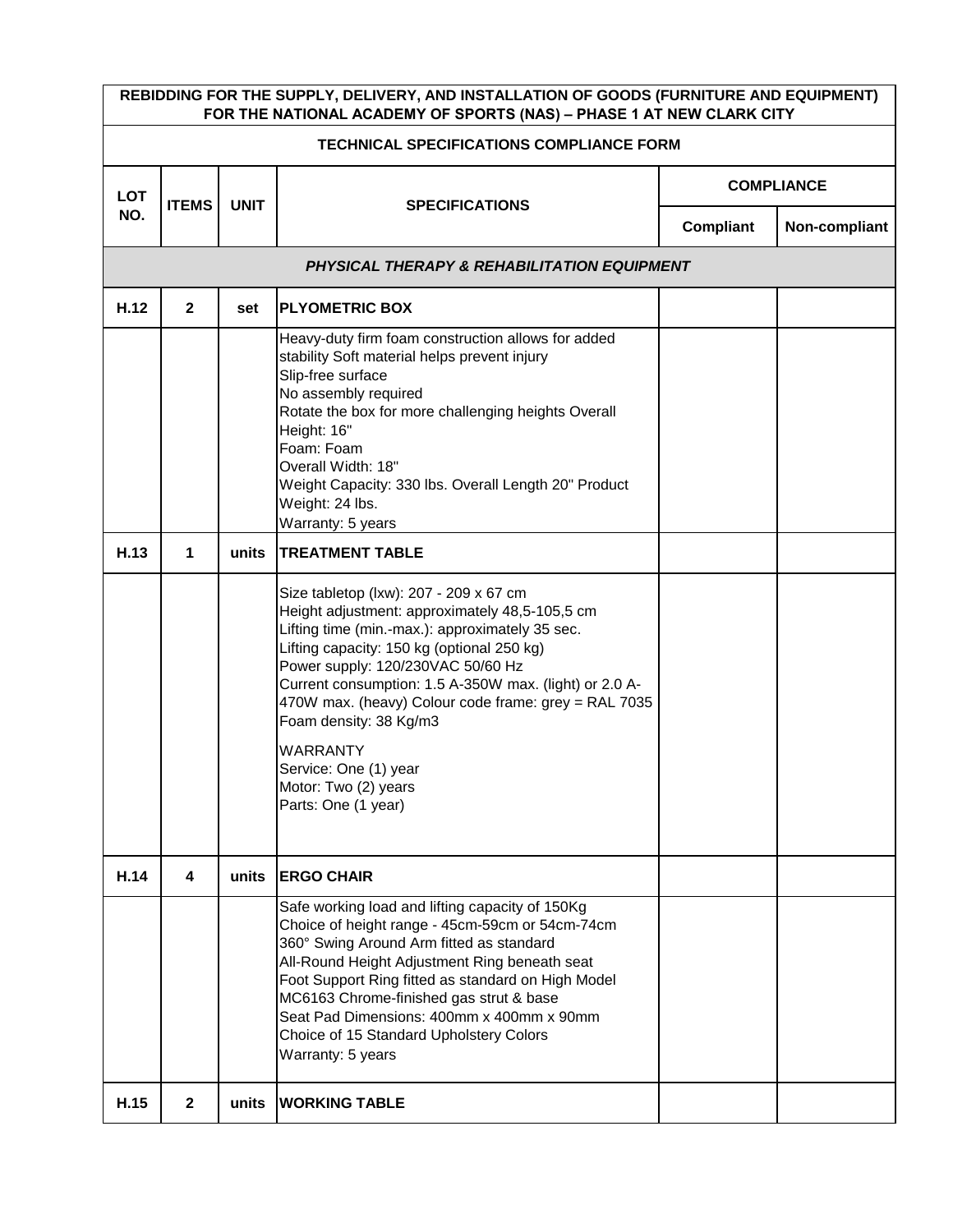| REBIDDING FOR THE SUPPLY, DELIVERY, AND INSTALLATION OF GOODS (FURNITURE AND EQUIPMENT) FOR THE NATIONAL ACADEMY OF SPORTS (NAS) – PHASE 1 AT NEW CLARK CITY | | | | | |
|---|---|---|---|---|---|
| **TECHNICAL SPECIFICATIONS COMPLIANCE FORM** | | | | | |
| **LOT NO.** | **ITEMS** | **UNIT** | **SPECIFICATIONS** | **COMPLIANCE** | |
| | | | | **Compliant** | **Non-compliant** |
| ***PHYSICAL THERAPY & REHABILITATION EQUIPMENT*** | | | | | |
| **H.12** | **2** | **set** | **PLYOMETRIC BOX** | | |
| | | | Heavy-duty firm foam construction allows for added stability Soft material helps prevent injury<br>Slip-free surface<br>No assembly required<br>Rotate the box for more challenging heights Overall Height: 16"<br>Foam: Foam<br>Overall Width: 18"<br>Weight Capacity: 330 lbs. Overall Length 20" Product Weight: 24 lbs.<br>Warranty: 5 years | | |
| **H.13** | **1** | **units** | **TREATMENT TABLE** | | |
| | | | Size tabletop (lxw): 207 - 209 x 67 cm<br>Height adjustment: approximately 48,5-105,5 cm<br>Lifting time (min.-max.): approximately 35 sec.<br>Lifting capacity: 150 kg (optional 250 kg)<br>Power supply: 120/230VAC 50/60 Hz<br>Current consumption: 1.5 A-350W max. (light) or 2.0 A-470W max. (heavy) Colour code frame: grey = RAL 7035 Foam density: 38 Kg/m3<br><br>WARRANTY<br>Service: One (1) year<br>Motor: Two (2) years<br>Parts: One (1 year) | | |
| **H.14** | **4** | **units** | **ERGO CHAIR** | | |
| | | | Safe working load and lifting capacity of 150Kg<br>Choice of height range - 45cm-59cm or 54cm-74cm<br>360° Swing Around Arm fitted as standard<br>All-Round Height Adjustment Ring beneath seat<br>Foot Support Ring fitted as standard on High Model<br>MC6163 Chrome-finished gas strut & base<br>Seat Pad Dimensions: 400mm x 400mm x 90mm<br>Choice of 15 Standard Upholstery Colors<br>Warranty: 5 years | | |
| **H.15** | **2** | **units** | **WORKING TABLE** | | |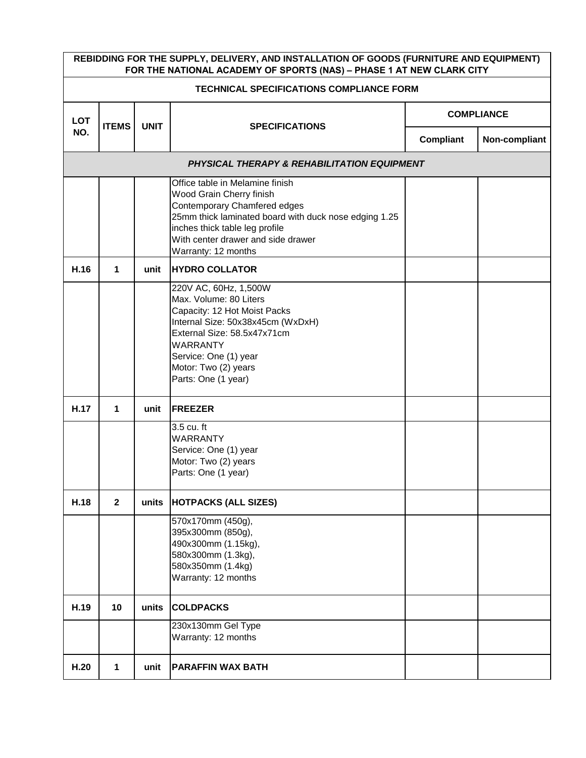| REBIDDING FOR THE SUPPLY, DELIVERY, AND INSTALLATION OF GOODS (FURNITURE AND EQUIPMENT) FOR THE NATIONAL ACADEMY OF SPORTS (NAS) – PHASE 1 AT NEW CLARK CITY | | | | | |
|---|---|---|---|---|---|
| **TECHNICAL SPECIFICATIONS COMPLIANCE FORM** | | | | | |
| **LOT NO.** | **ITEMS** | **UNIT** | **SPECIFICATIONS** | **COMPLIANCE** | |
| | | | | **Compliant** | **Non-compliant** |
| ***PHYSICAL THERAPY & REHABILITATION EQUIPMENT*** | | | | | |
| | | | Office table in Melamine finish<br>Wood Grain Cherry finish<br>Contemporary Chamfered edges<br>25mm thick laminated board with duck nose edging 1.25 inches thick table leg profile<br>With center drawer and side drawer<br>Warranty: 12 months | | |
| **H.16** | **1** | **unit** | **HYDRO COLLATOR** | | |
| | | | 220V AC, 60Hz, 1,500W<br>Max. Volume: 80 Liters<br>Capacity: 12 Hot Moist Packs<br>Internal Size: 50x38x45cm (WxDxH)<br>External Size: 58.5x47x71cm<br>WARRANTY<br>Service: One (1) year<br>Motor: Two (2) years<br>Parts: One (1 year) | | |
| **H.17** | **1** | **unit** | **FREEZER** | | |
| | | | 3.5 cu. ft<br>WARRANTY<br>Service: One (1) year<br>Motor: Two (2) years<br>Parts: One (1 year) | | |
| **H.18** | **2** | **units** | **HOTPACKS (ALL SIZES)** | | |
| | | | 570x170mm (450g),<br>395x300mm (850g),<br>490x300mm (1.15kg),<br>580x300mm (1.3kg),<br>580x350mm (1.4kg)<br>Warranty: 12 months | | |
| **H.19** | **10** | **units** | **COLDPACKS** | | |
| | | | 230x130mm Gel Type<br>Warranty: 12 months | | |
| **H.20** | **1** | **unit** | **PARAFFIN WAX BATH** | | |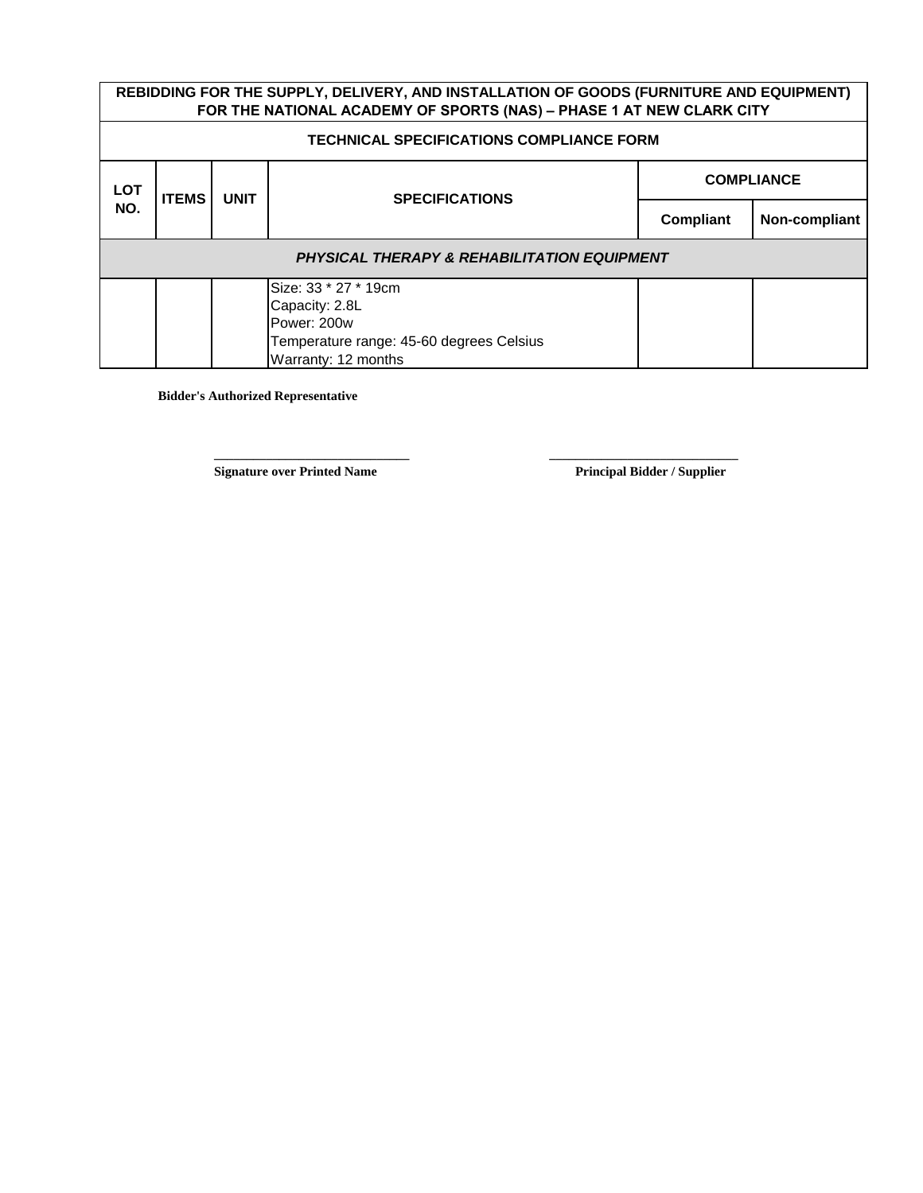| REBIDDING FOR THE SUPPLY, DELIVERY, AND INSTALLATION OF GOODS (FURNITURE AND EQUIPMENT) FOR THE NATIONAL ACADEMY OF SPORTS (NAS) – PHASE 1 AT NEW CLARK CITY | | | | | |
|---|---|---|---|---|---|
| **TECHNICAL SPECIFICATIONS COMPLIANCE FORM** | | | | | |
| **LOT NO.** | **ITEMS** | **UNIT** | **SPECIFICATIONS** | **COMPLIANCE** | |
| | | | | **Compliant** | **Non-compliant** |
| ***PHYSICAL THERAPY & REHABILITATION EQUIPMENT*** | | | | | |
| | | | Size: 33 * 27 * 19cm<br>Capacity: 2.8L<br>Power: 200w<br>Temperature range: 45-60 degrees Celsius<br>Warranty: 12 months | | |

**Bidder's Authorized Representative**

\_\_\_\_\_\_\_\_\_\_\_\_\_\_\_\_\_\_\_\_\_\_\_\_\_\_\_\_
**Signature over Printed Name**

\_\_\_\_\_\_\_\_\_\_\_\_\_\_\_\_\_\_\_\_\_\_\_\_\_\_\_\_
**Principal Bidder / Supplier**